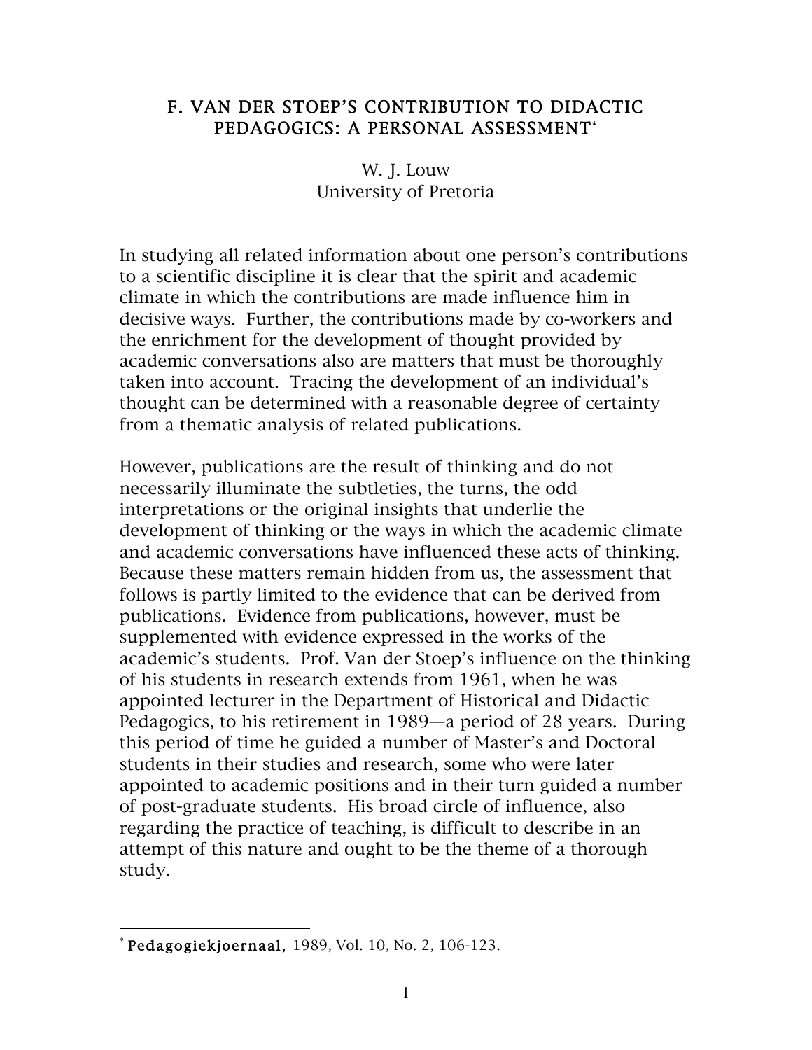# F. VAN DER STOEP'S CONTRIBUTION TO DIDACTIC PEDAGOGICS: A PERSONAL ASSESSMENT*

W. J. Louw
University of Pretoria

In studying all related information about one person's contributions to a scientific discipline it is clear that the spirit and academic climate in which the contributions are made influence him in decisive ways. Further, the contributions made by co-workers and the enrichment for the development of thought provided by academic conversations also are matters that must be thoroughly taken into account. Tracing the development of an individual's thought can be determined with a reasonable degree of certainty from a thematic analysis of related publications.

However, publications are the result of thinking and do not necessarily illuminate the subtleties, the turns, the odd interpretations or the original insights that underlie the development of thinking or the ways in which the academic climate and academic conversations have influenced these acts of thinking. Because these matters remain hidden from us, the assessment that follows is partly limited to the evidence that can be derived from publications. Evidence from publications, however, must be supplemented with evidence expressed in the works of the academic's students. Prof. Van der Stoep's influence on the thinking of his students in research extends from 1961, when he was appointed lecturer in the Department of Historical and Didactic Pedagogics, to his retirement in 1989—a period of 28 years. During this period of time he guided a number of Master's and Doctoral students in their studies and research, some who were later appointed to academic positions and in their turn guided a number of post-graduate students. His broad circle of influence, also regarding the practice of teaching, is difficult to describe in an attempt of this nature and ought to be the theme of a thorough study.

---

* **Pedagogiekjoernaal,** 1989, Vol. 10, No. 2, 106-123.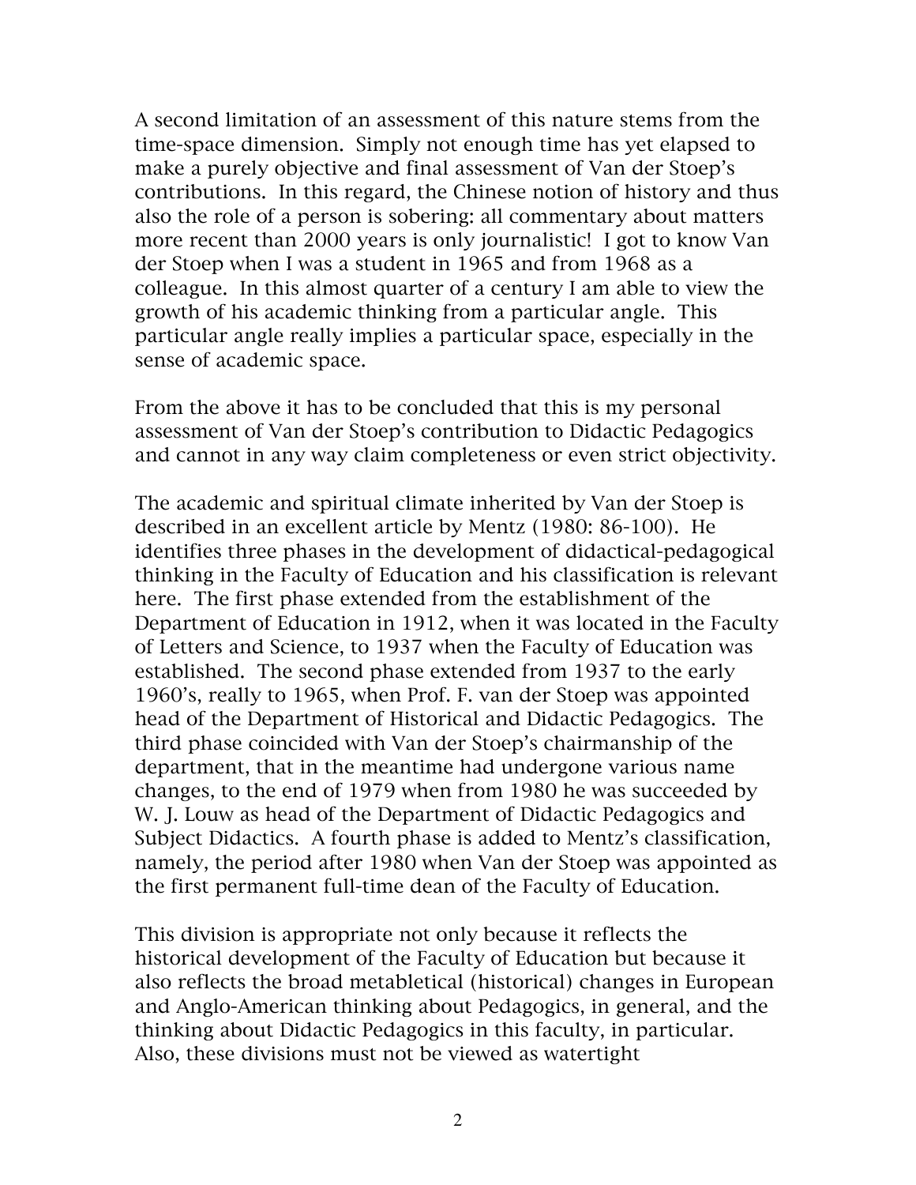A second limitation of an assessment of this nature stems from the time-space dimension. Simply not enough time has yet elapsed to make a purely objective and final assessment of Van der Stoep's contributions. In this regard, the Chinese notion of history and thus also the role of a person is sobering: all commentary about matters more recent than 2000 years is only journalistic! I got to know Van der Stoep when I was a student in 1965 and from 1968 as a colleague. In this almost quarter of a century I am able to view the growth of his academic thinking from a particular angle. This particular angle really implies a particular space, especially in the sense of academic space.

From the above it has to be concluded that this is my personal assessment of Van der Stoep's contribution to Didactic Pedagogics and cannot in any way claim completeness or even strict objectivity.

The academic and spiritual climate inherited by Van der Stoep is described in an excellent article by Mentz (1980: 86-100). He identifies three phases in the development of didactical-pedagogical thinking in the Faculty of Education and his classification is relevant here. The first phase extended from the establishment of the Department of Education in 1912, when it was located in the Faculty of Letters and Science, to 1937 when the Faculty of Education was established. The second phase extended from 1937 to the early 1960's, really to 1965, when Prof. F. van der Stoep was appointed head of the Department of Historical and Didactic Pedagogics. The third phase coincided with Van der Stoep's chairmanship of the department, that in the meantime had undergone various name changes, to the end of 1979 when from 1980 he was succeeded by W. J. Louw as head of the Department of Didactic Pedagogics and Subject Didactics. A fourth phase is added to Mentz's classification, namely, the period after 1980 when Van der Stoep was appointed as the first permanent full-time dean of the Faculty of Education.

This division is appropriate not only because it reflects the historical development of the Faculty of Education but because it also reflects the broad metabletical (historical) changes in European and Anglo-American thinking about Pedagogics, in general, and the thinking about Didactic Pedagogics in this faculty, in particular. Also, these divisions must not be viewed as watertight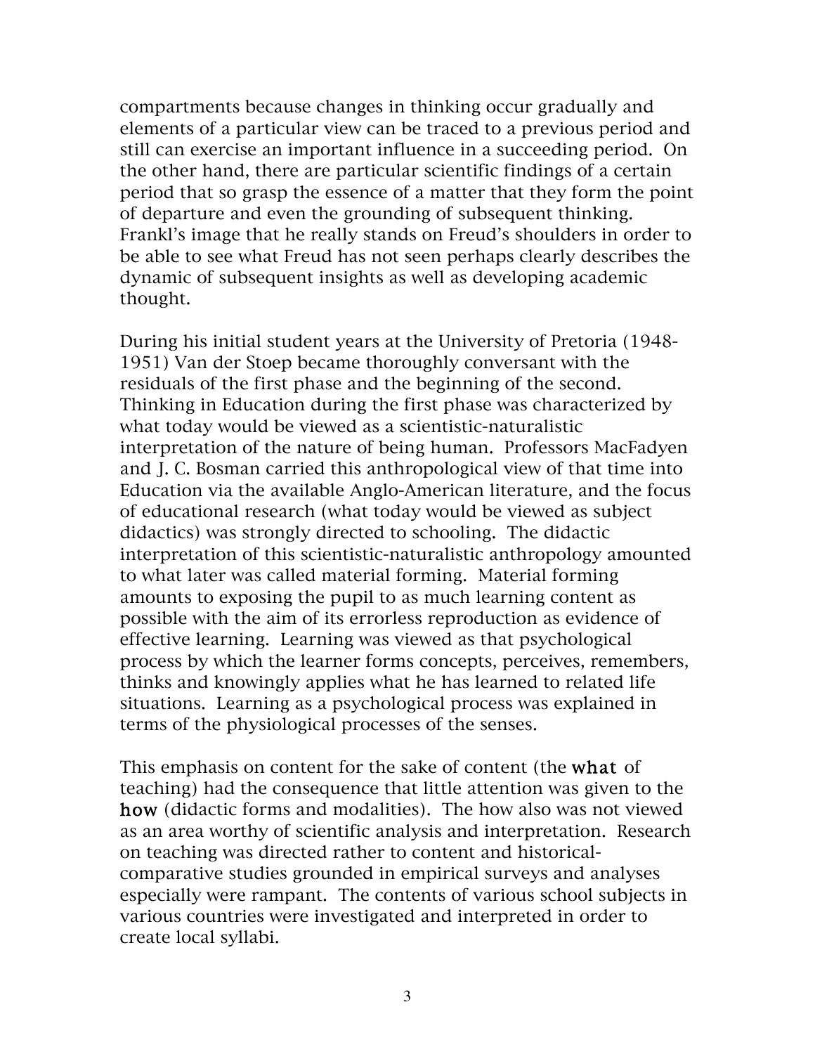compartments because changes in thinking occur gradually and elements of a particular view can be traced to a previous period and still can exercise an important influence in a succeeding period. On the other hand, there are particular scientific findings of a certain period that so grasp the essence of a matter that they form the point of departure and even the grounding of subsequent thinking. Frankl's image that he really stands on Freud's shoulders in order to be able to see what Freud has not seen perhaps clearly describes the dynamic of subsequent insights as well as developing academic thought.

During his initial student years at the University of Pretoria (1948-1951) Van der Stoep became thoroughly conversant with the residuals of the first phase and the beginning of the second. Thinking in Education during the first phase was characterized by what today would be viewed as a scientistic-naturalistic interpretation of the nature of being human. Professors MacFadyen and J. C. Bosman carried this anthropological view of that time into Education via the available Anglo-American literature, and the focus of educational research (what today would be viewed as subject didactics) was strongly directed to schooling. The didactic interpretation of this scientistic-naturalistic anthropology amounted to what later was called material forming. Material forming amounts to exposing the pupil to as much learning content as possible with the aim of its errorless reproduction as evidence of effective learning. Learning was viewed as that psychological process by which the learner forms concepts, perceives, remembers, thinks and knowingly applies what he has learned to related life situations. Learning as a psychological process was explained in terms of the physiological processes of the senses.

This emphasis on content for the sake of content (the **what** of teaching) had the consequence that little attention was given to the **how** (didactic forms and modalities). The how also was not viewed as an area worthy of scientific analysis and interpretation. Research on teaching was directed rather to content and historical-comparative studies grounded in empirical surveys and analyses especially were rampant. The contents of various school subjects in various countries were investigated and interpreted in order to create local syllabi.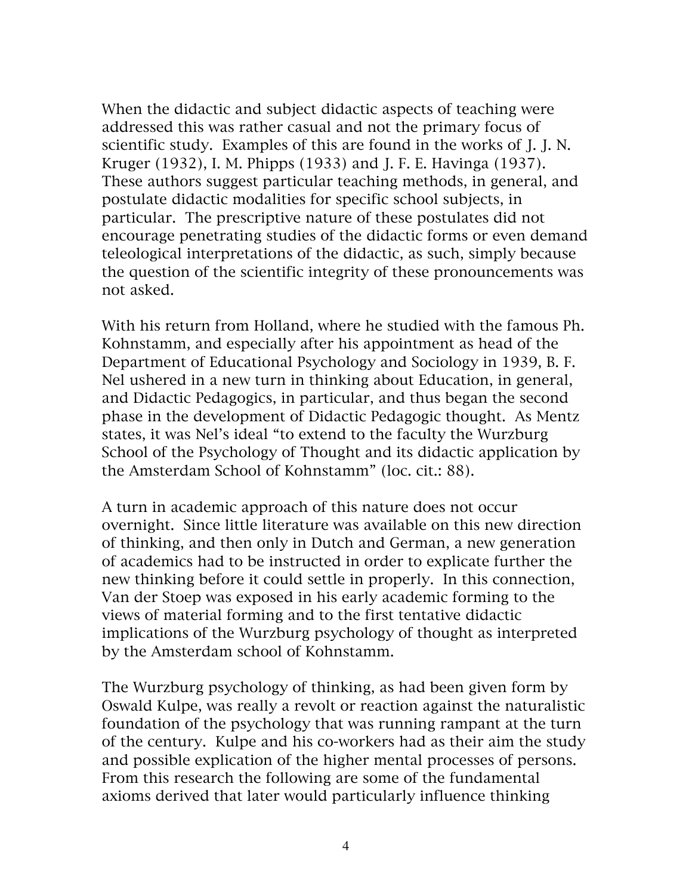When the didactic and subject didactic aspects of teaching were addressed this was rather casual and not the primary focus of scientific study. Examples of this are found in the works of J. J. N. Kruger (1932), I. M. Phipps (1933) and J. F. E. Havinga (1937). These authors suggest particular teaching methods, in general, and postulate didactic modalities for specific school subjects, in particular. The prescriptive nature of these postulates did not encourage penetrating studies of the didactic forms or even demand teleological interpretations of the didactic, as such, simply because the question of the scientific integrity of these pronouncements was not asked.

With his return from Holland, where he studied with the famous Ph. Kohnstamm, and especially after his appointment as head of the Department of Educational Psychology and Sociology in 1939, B. F. Nel ushered in a new turn in thinking about Education, in general, and Didactic Pedagogics, in particular, and thus began the second phase in the development of Didactic Pedagogic thought. As Mentz states, it was Nel's ideal "to extend to the faculty the Wurzburg School of the Psychology of Thought and its didactic application by the Amsterdam School of Kohnstamm" (loc. cit.: 88).

A turn in academic approach of this nature does not occur overnight. Since little literature was available on this new direction of thinking, and then only in Dutch and German, a new generation of academics had to be instructed in order to explicate further the new thinking before it could settle in properly. In this connection, Van der Stoep was exposed in his early academic forming to the views of material forming and to the first tentative didactic implications of the Wurzburg psychology of thought as interpreted by the Amsterdam school of Kohnstamm.

The Wurzburg psychology of thinking, as had been given form by Oswald Kulpe, was really a revolt or reaction against the naturalistic foundation of the psychology that was running rampant at the turn of the century. Kulpe and his co-workers had as their aim the study and possible explication of the higher mental processes of persons. From this research the following are some of the fundamental axioms derived that later would particularly influence thinking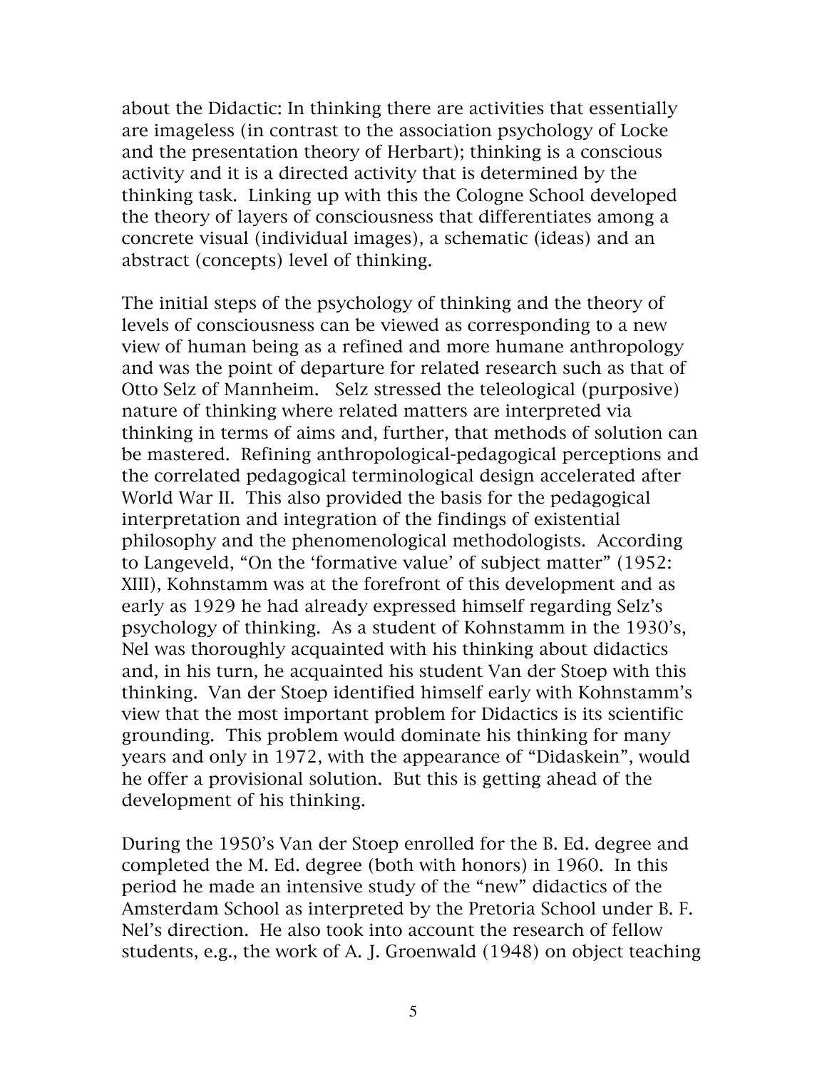about the Didactic: In thinking there are activities that essentially are imageless (in contrast to the association psychology of Locke and the presentation theory of Herbart); thinking is a conscious activity and it is a directed activity that is determined by the thinking task. Linking up with this the Cologne School developed the theory of layers of consciousness that differentiates among a concrete visual (individual images), a schematic (ideas) and an abstract (concepts) level of thinking.

The initial steps of the psychology of thinking and the theory of levels of consciousness can be viewed as corresponding to a new view of human being as a refined and more humane anthropology and was the point of departure for related research such as that of Otto Selz of Mannheim. Selz stressed the teleological (purposive) nature of thinking where related matters are interpreted via thinking in terms of aims and, further, that methods of solution can be mastered. Refining anthropological-pedagogical perceptions and the correlated pedagogical terminological design accelerated after World War II. This also provided the basis for the pedagogical interpretation and integration of the findings of existential philosophy and the phenomenological methodologists. According to Langeveld, "On the 'formative value' of subject matter" (1952: XIII), Kohnstamm was at the forefront of this development and as early as 1929 he had already expressed himself regarding Selz's psychology of thinking. As a student of Kohnstamm in the 1930's, Nel was thoroughly acquainted with his thinking about didactics and, in his turn, he acquainted his student Van der Stoep with this thinking. Van der Stoep identified himself early with Kohnstamm's view that the most important problem for Didactics is its scientific grounding. This problem would dominate his thinking for many years and only in 1972, with the appearance of "Didaskein", would he offer a provisional solution. But this is getting ahead of the development of his thinking.

During the 1950's Van der Stoep enrolled for the B. Ed. degree and completed the M. Ed. degree (both with honors) in 1960. In this period he made an intensive study of the "new" didactics of the Amsterdam School as interpreted by the Pretoria School under B. F. Nel's direction. He also took into account the research of fellow students, e.g., the work of A. J. Groenwald (1948) on object teaching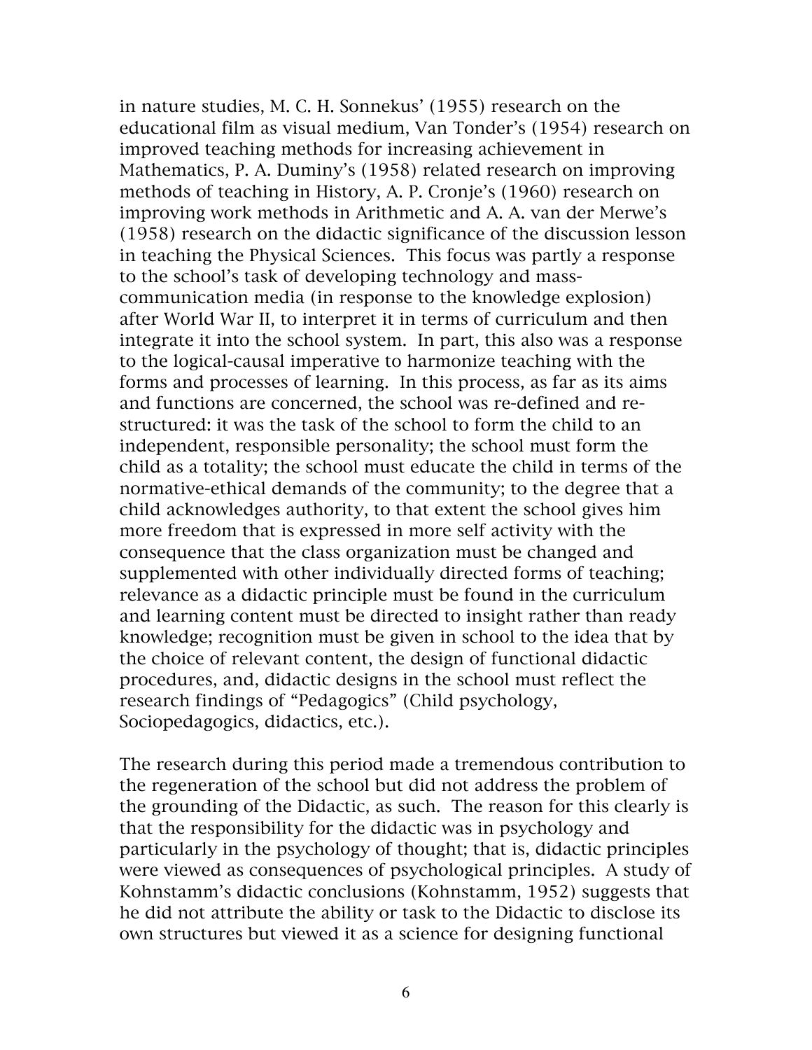in nature studies, M. C. H. Sonnekus' (1955) research on the educational film as visual medium, Van Tonder's (1954) research on improved teaching methods for increasing achievement in Mathematics, P. A. Duminy's (1958) related research on improving methods of teaching in History, A. P. Cronje's (1960) research on improving work methods in Arithmetic and A. A. van der Merwe's (1958) research on the didactic significance of the discussion lesson in teaching the Physical Sciences. This focus was partly a response to the school's task of developing technology and mass-communication media (in response to the knowledge explosion) after World War II, to interpret it in terms of curriculum and then integrate it into the school system. In part, this also was a response to the logical-causal imperative to harmonize teaching with the forms and processes of learning. In this process, as far as its aims and functions are concerned, the school was re-defined and re-structured: it was the task of the school to form the child to an independent, responsible personality; the school must form the child as a totality; the school must educate the child in terms of the normative-ethical demands of the community; to the degree that a child acknowledges authority, to that extent the school gives him more freedom that is expressed in more self activity with the consequence that the class organization must be changed and supplemented with other individually directed forms of teaching; relevance as a didactic principle must be found in the curriculum and learning content must be directed to insight rather than ready knowledge; recognition must be given in school to the idea that by the choice of relevant content, the design of functional didactic procedures, and, didactic designs in the school must reflect the research findings of "Pedagogics" (Child psychology, Sociopedagogics, didactics, etc.).

The research during this period made a tremendous contribution to the regeneration of the school but did not address the problem of the grounding of the Didactic, as such. The reason for this clearly is that the responsibility for the didactic was in psychology and particularly in the psychology of thought; that is, didactic principles were viewed as consequences of psychological principles. A study of Kohnstamm's didactic conclusions (Kohnstamm, 1952) suggests that he did not attribute the ability or task to the Didactic to disclose its own structures but viewed it as a science for designing functional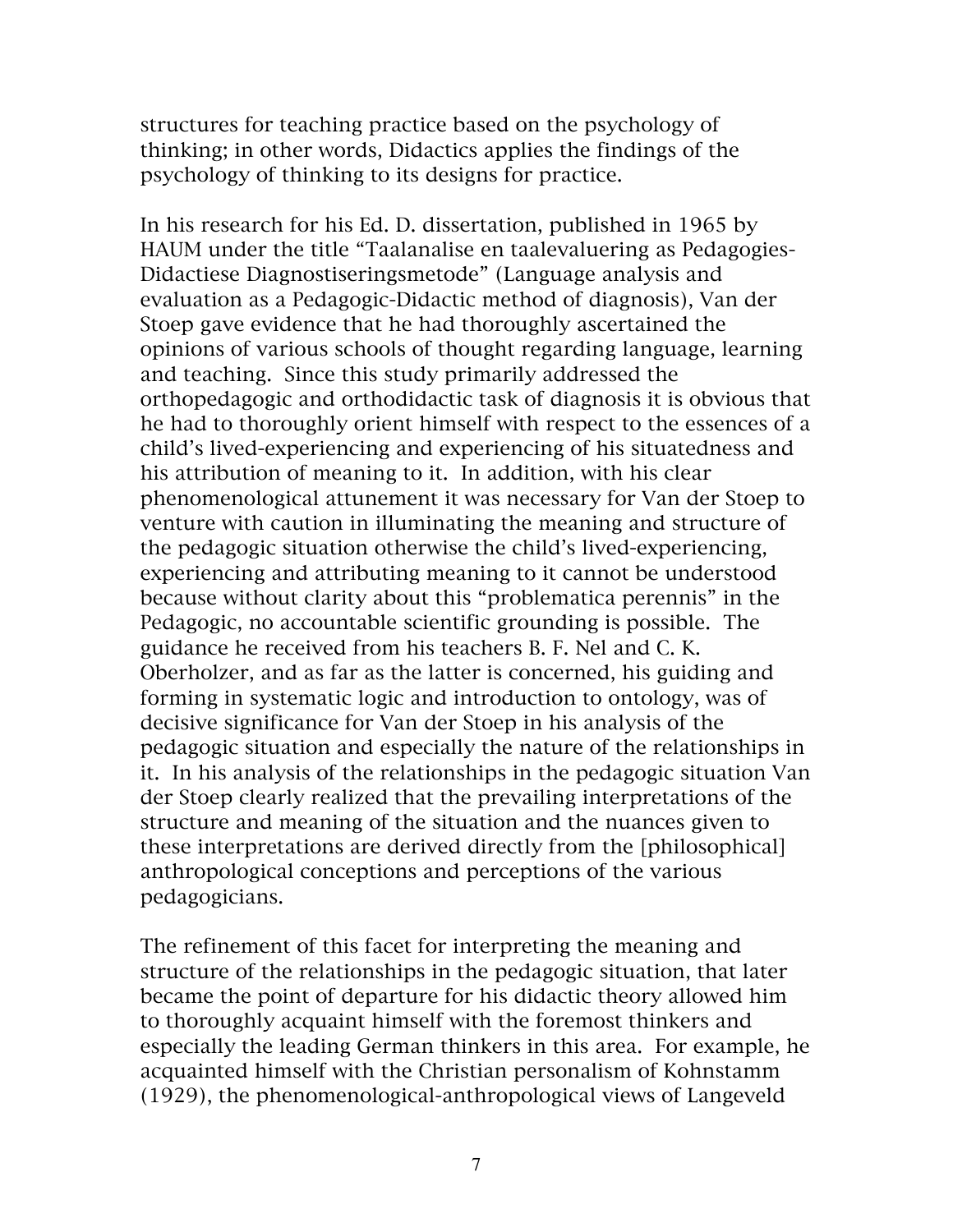structures for teaching practice based on the psychology of thinking; in other words, Didactics applies the findings of the psychology of thinking to its designs for practice.

In his research for his Ed. D. dissertation, published in 1965 by HAUM under the title "Taalanalise en taalevaluering as Pedagogies-Didactiese Diagnostiseringsmetode" (Language analysis and evaluation as a Pedagogic-Didactic method of diagnosis), Van der Stoep gave evidence that he had thoroughly ascertained the opinions of various schools of thought regarding language, learning and teaching. Since this study primarily addressed the orthopedagogic and orthodidactic task of diagnosis it is obvious that he had to thoroughly orient himself with respect to the essences of a child's lived-experiencing and experiencing of his situatedness and his attribution of meaning to it. In addition, with his clear phenomenological attunement it was necessary for Van der Stoep to venture with caution in illuminating the meaning and structure of the pedagogic situation otherwise the child's lived-experiencing, experiencing and attributing meaning to it cannot be understood because without clarity about this "problematica perennis" in the Pedagogic, no accountable scientific grounding is possible. The guidance he received from his teachers B. F. Nel and C. K. Oberholzer, and as far as the latter is concerned, his guiding and forming in systematic logic and introduction to ontology, was of decisive significance for Van der Stoep in his analysis of the pedagogic situation and especially the nature of the relationships in it. In his analysis of the relationships in the pedagogic situation Van der Stoep clearly realized that the prevailing interpretations of the structure and meaning of the situation and the nuances given to these interpretations are derived directly from the [philosophical] anthropological conceptions and perceptions of the various pedagogicians.

The refinement of this facet for interpreting the meaning and structure of the relationships in the pedagogic situation, that later became the point of departure for his didactic theory allowed him to thoroughly acquaint himself with the foremost thinkers and especially the leading German thinkers in this area. For example, he acquainted himself with the Christian personalism of Kohnstamm (1929), the phenomenological-anthropological views of Langeveld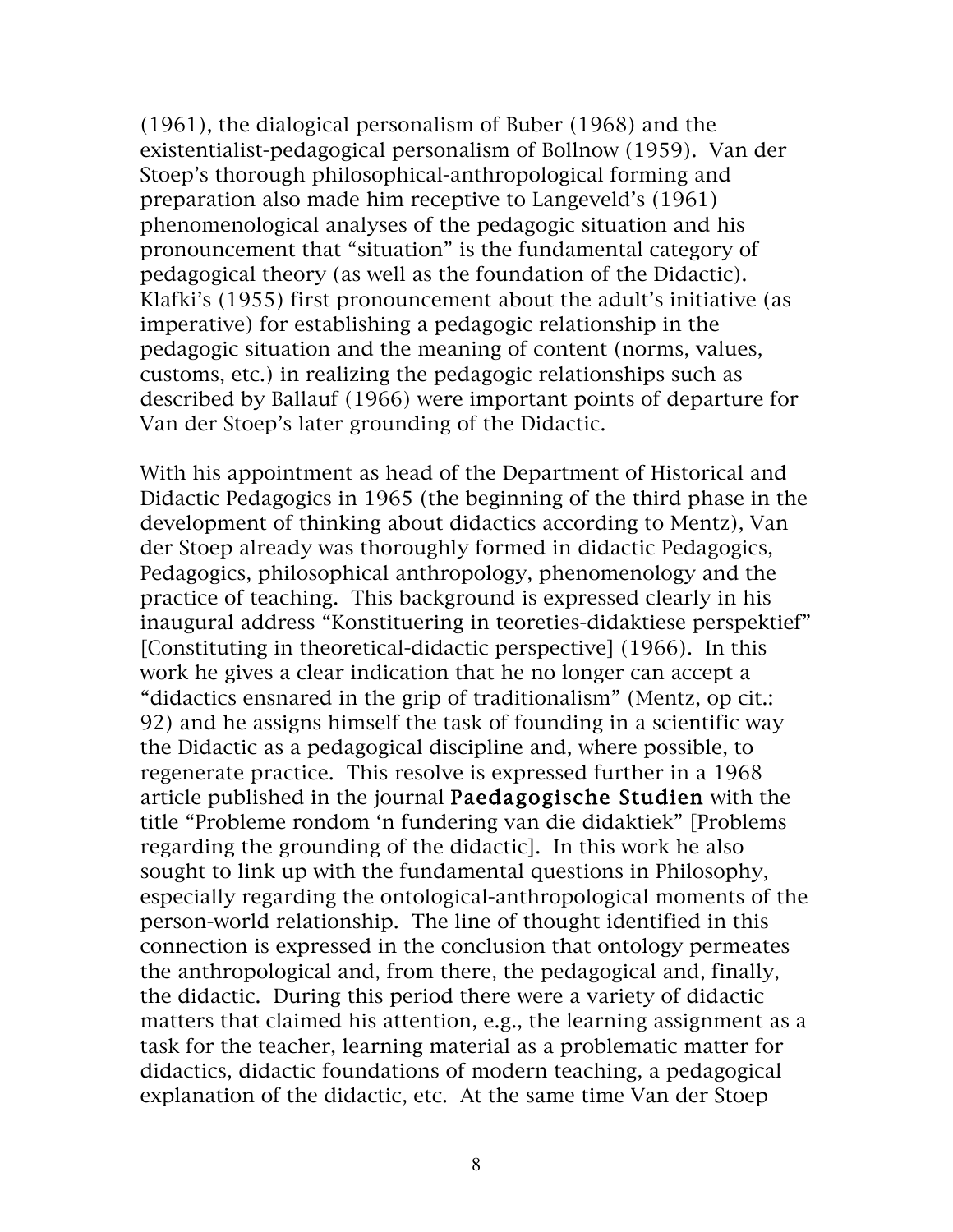(1961), the dialogical personalism of Buber (1968) and the existentialist-pedagogical personalism of Bollnow (1959). Van der Stoep's thorough philosophical-anthropological forming and preparation also made him receptive to Langeveld's (1961) phenomenological analyses of the pedagogic situation and his pronouncement that "situation" is the fundamental category of pedagogical theory (as well as the foundation of the Didactic). Klafki's (1955) first pronouncement about the adult's initiative (as imperative) for establishing a pedagogic relationship in the pedagogic situation and the meaning of content (norms, values, customs, etc.) in realizing the pedagogic relationships such as described by Ballauf (1966) were important points of departure for Van der Stoep's later grounding of the Didactic.

With his appointment as head of the Department of Historical and Didactic Pedagogics in 1965 (the beginning of the third phase in the development of thinking about didactics according to Mentz), Van der Stoep already was thoroughly formed in didactic Pedagogics, Pedagogics, philosophical anthropology, phenomenology and the practice of teaching. This background is expressed clearly in his inaugural address "Konstituering in teoreties-didaktiese perspektief" [Constituting in theoretical-didactic perspective] (1966). In this work he gives a clear indication that he no longer can accept a "didactics ensnared in the grip of traditionalism" (Mentz, op cit.: 92) and he assigns himself the task of founding in a scientific way the Didactic as a pedagogical discipline and, where possible, to regenerate practice. This resolve is expressed further in a 1968 article published in the journal **Paedagogische Studien** with the title "Probleme rondom 'n fundering van die didaktiek" [Problems regarding the grounding of the didactic]. In this work he also sought to link up with the fundamental questions in Philosophy, especially regarding the ontological-anthropological moments of the person-world relationship. The line of thought identified in this connection is expressed in the conclusion that ontology permeates the anthropological and, from there, the pedagogical and, finally, the didactic. During this period there were a variety of didactic matters that claimed his attention, e.g., the learning assignment as a task for the teacher, learning material as a problematic matter for didactics, didactic foundations of modern teaching, a pedagogical explanation of the didactic, etc. At the same time Van der Stoep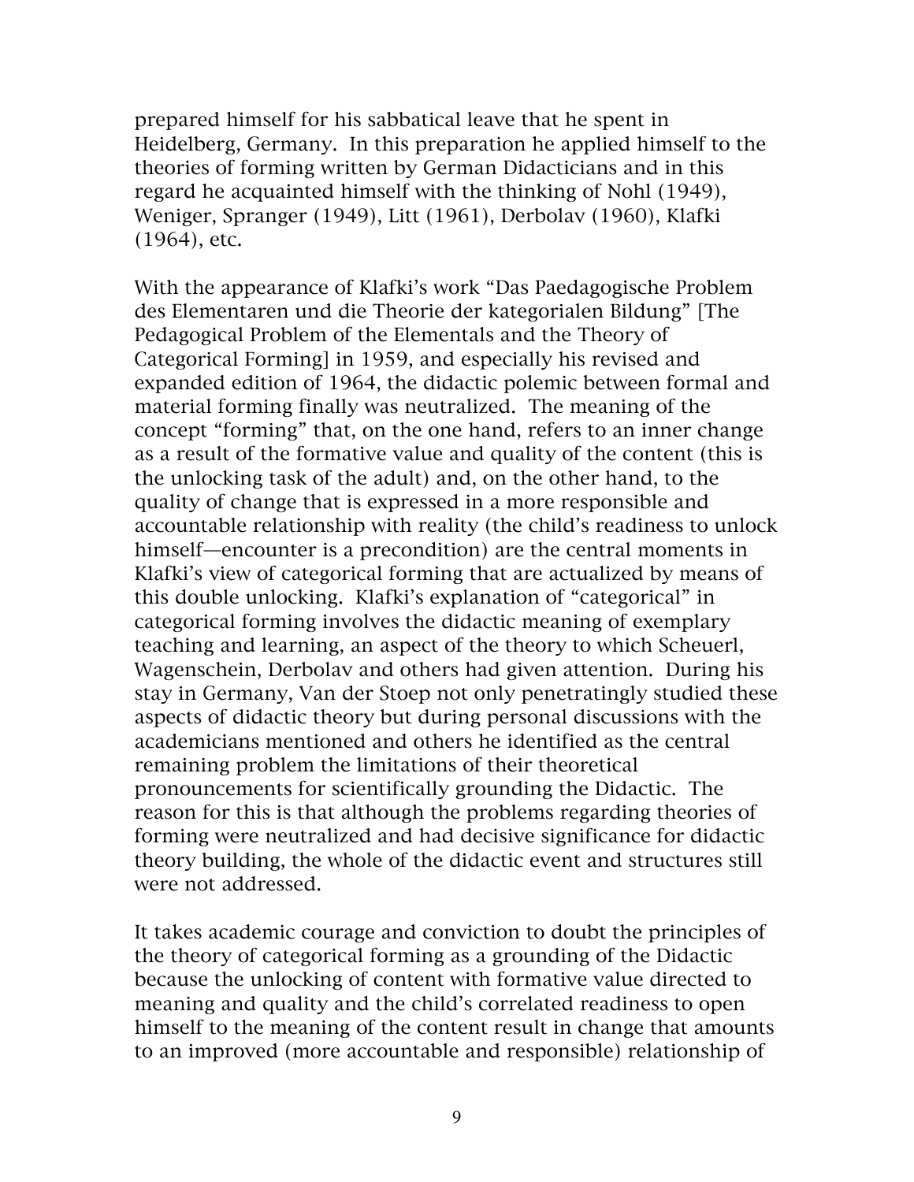prepared himself for his sabbatical leave that he spent in Heidelberg, Germany. In this preparation he applied himself to the theories of forming written by German Didacticians and in this regard he acquainted himself with the thinking of Nohl (1949), Weniger, Spranger (1949), Litt (1961), Derbolav (1960), Klafki (1964), etc.

With the appearance of Klafki's work "Das Paedagogische Problem des Elementaren und die Theorie der kategorialen Bildung" [The Pedagogical Problem of the Elementals and the Theory of Categorical Forming] in 1959, and especially his revised and expanded edition of 1964, the didactic polemic between formal and material forming finally was neutralized. The meaning of the concept "forming" that, on the one hand, refers to an inner change as a result of the formative value and quality of the content (this is the unlocking task of the adult) and, on the other hand, to the quality of change that is expressed in a more responsible and accountable relationship with reality (the child's readiness to unlock himself—encounter is a precondition) are the central moments in Klafki's view of categorical forming that are actualized by means of this double unlocking. Klafki's explanation of "categorical" in categorical forming involves the didactic meaning of exemplary teaching and learning, an aspect of the theory to which Scheuerl, Wagenschein, Derbolav and others had given attention. During his stay in Germany, Van der Stoep not only penetratingly studied these aspects of didactic theory but during personal discussions with the academicians mentioned and others he identified as the central remaining problem the limitations of their theoretical pronouncements for scientifically grounding the Didactic. The reason for this is that although the problems regarding theories of forming were neutralized and had decisive significance for didactic theory building, the whole of the didactic event and structures still were not addressed.

It takes academic courage and conviction to doubt the principles of the theory of categorical forming as a grounding of the Didactic because the unlocking of content with formative value directed to meaning and quality and the child's correlated readiness to open himself to the meaning of the content result in change that amounts to an improved (more accountable and responsible) relationship of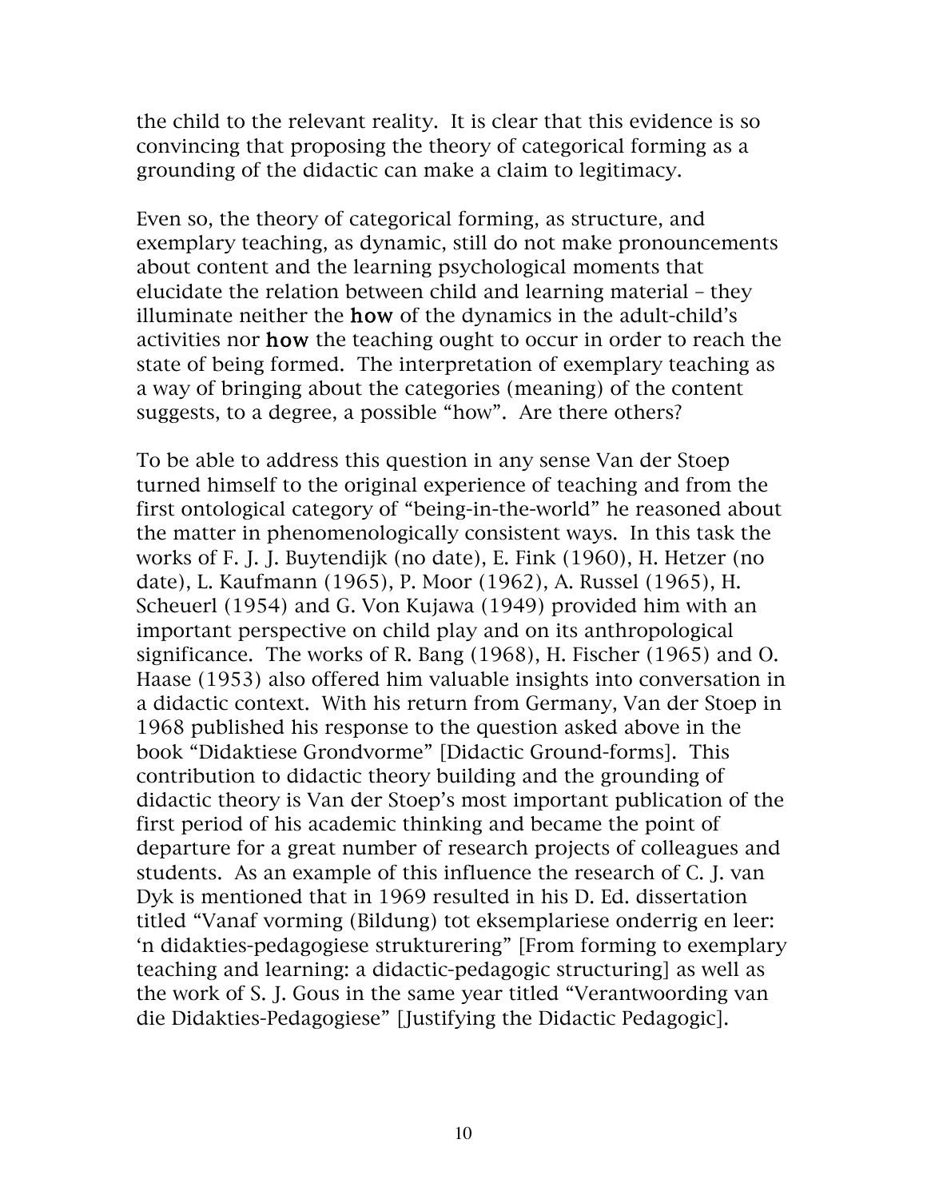the child to the relevant reality. It is clear that this evidence is so convincing that proposing the theory of categorical forming as a grounding of the didactic can make a claim to legitimacy.

Even so, the theory of categorical forming, as structure, and exemplary teaching, as dynamic, still do not make pronouncements about content and the learning psychological moments that elucidate the relation between child and learning material – they illuminate neither the **how** of the dynamics in the adult-child's activities nor **how** the teaching ought to occur in order to reach the state of being formed. The interpretation of exemplary teaching as a way of bringing about the categories (meaning) of the content suggests, to a degree, a possible "how". Are there others?

To be able to address this question in any sense Van der Stoep turned himself to the original experience of teaching and from the first ontological category of "being-in-the-world" he reasoned about the matter in phenomenologically consistent ways. In this task the works of F. J. J. Buytendijk (no date), E. Fink (1960), H. Hetzer (no date), L. Kaufmann (1965), P. Moor (1962), A. Russel (1965), H. Scheuerl (1954) and G. Von Kujawa (1949) provided him with an important perspective on child play and on its anthropological significance. The works of R. Bang (1968), H. Fischer (1965) and O. Haase (1953) also offered him valuable insights into conversation in a didactic context. With his return from Germany, Van der Stoep in 1968 published his response to the question asked above in the book "Didaktiese Grondvorme" [Didactic Ground-forms]. This contribution to didactic theory building and the grounding of didactic theory is Van der Stoep's most important publication of the first period of his academic thinking and became the point of departure for a great number of research projects of colleagues and students. As an example of this influence the research of C. J. van Dyk is mentioned that in 1969 resulted in his D. Ed. dissertation titled "Vanaf vorming (Bildung) tot eksemplariese onderrig en leer: 'n didakties-pedagogiese strukturering" [From forming to exemplary teaching and learning: a didactic-pedagogic structuring] as well as the work of S. J. Gous in the same year titled "Verantwoording van die Didakties-Pedagogiese" [Justifying the Didactic Pedagogic].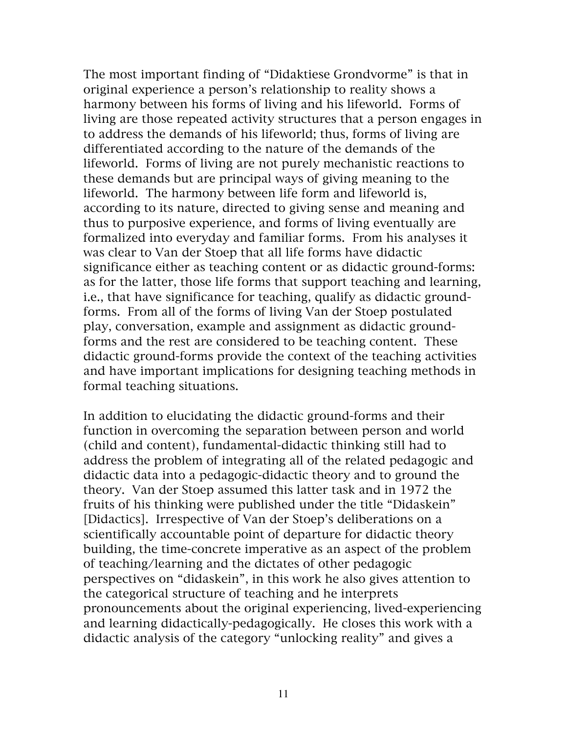The most important finding of "Didaktiese Grondvorme" is that in original experience a person's relationship to reality shows a harmony between his forms of living and his lifeworld. Forms of living are those repeated activity structures that a person engages in to address the demands of his lifeworld; thus, forms of living are differentiated according to the nature of the demands of the lifeworld. Forms of living are not purely mechanistic reactions to these demands but are principal ways of giving meaning to the lifeworld. The harmony between life form and lifeworld is, according to its nature, directed to giving sense and meaning and thus to purposive experience, and forms of living eventually are formalized into everyday and familiar forms. From his analyses it was clear to Van der Stoep that all life forms have didactic significance either as teaching content or as didactic ground-forms: as for the latter, those life forms that support teaching and learning, i.e., that have significance for teaching, qualify as didactic ground-forms. From all of the forms of living Van der Stoep postulated play, conversation, example and assignment as didactic ground-forms and the rest are considered to be teaching content. These didactic ground-forms provide the context of the teaching activities and have important implications for designing teaching methods in formal teaching situations.

In addition to elucidating the didactic ground-forms and their function in overcoming the separation between person and world (child and content), fundamental-didactic thinking still had to address the problem of integrating all of the related pedagogic and didactic data into a pedagogic-didactic theory and to ground the theory. Van der Stoep assumed this latter task and in 1972 the fruits of his thinking were published under the title "Didaskein" [Didactics]. Irrespective of Van der Stoep's deliberations on a scientifically accountable point of departure for didactic theory building, the time-concrete imperative as an aspect of the problem of teaching/learning and the dictates of other pedagogic perspectives on "didaskein", in this work he also gives attention to the categorical structure of teaching and he interprets pronouncements about the original experiencing, lived-experiencing and learning didactically-pedagogically. He closes this work with a didactic analysis of the category "unlocking reality" and gives a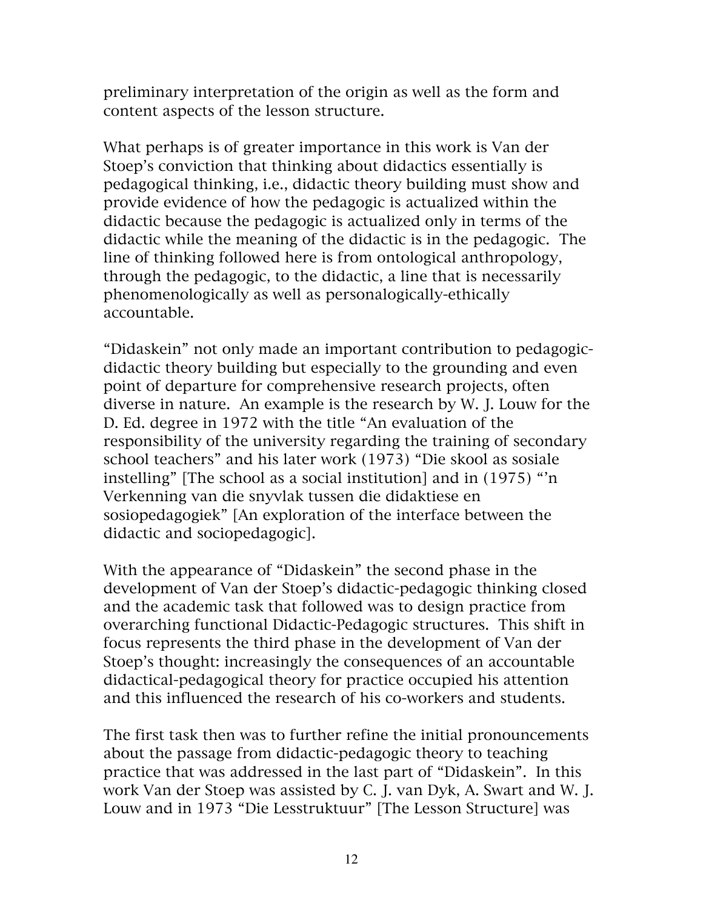preliminary interpretation of the origin as well as the form and content aspects of the lesson structure.

What perhaps is of greater importance in this work is Van der Stoep's conviction that thinking about didactics essentially is pedagogical thinking, i.e., didactic theory building must show and provide evidence of how the pedagogic is actualized within the didactic because the pedagogic is actualized only in terms of the didactic while the meaning of the didactic is in the pedagogic. The line of thinking followed here is from ontological anthropology, through the pedagogic, to the didactic, a line that is necessarily phenomenologically as well as personalogically-ethically accountable.

"Didaskein" not only made an important contribution to pedagogic-didactic theory building but especially to the grounding and even point of departure for comprehensive research projects, often diverse in nature. An example is the research by W. J. Louw for the D. Ed. degree in 1972 with the title "An evaluation of the responsibility of the university regarding the training of secondary school teachers" and his later work (1973) "Die skool as sosiale instelling" [The school as a social institution] and in (1975) "'n Verkenning van die snyvlak tussen die didaktiese en sosiopedagogiek" [An exploration of the interface between the didactic and sociopedagogic].

With the appearance of "Didaskein" the second phase in the development of Van der Stoep's didactic-pedagogic thinking closed and the academic task that followed was to design practice from overarching functional Didactic-Pedagogic structures. This shift in focus represents the third phase in the development of Van der Stoep's thought: increasingly the consequences of an accountable didactical-pedagogical theory for practice occupied his attention and this influenced the research of his co-workers and students.

The first task then was to further refine the initial pronouncements about the passage from didactic-pedagogic theory to teaching practice that was addressed in the last part of "Didaskein". In this work Van der Stoep was assisted by C. J. van Dyk, A. Swart and W. J. Louw and in 1973 "Die Lesstruktuur" [The Lesson Structure] was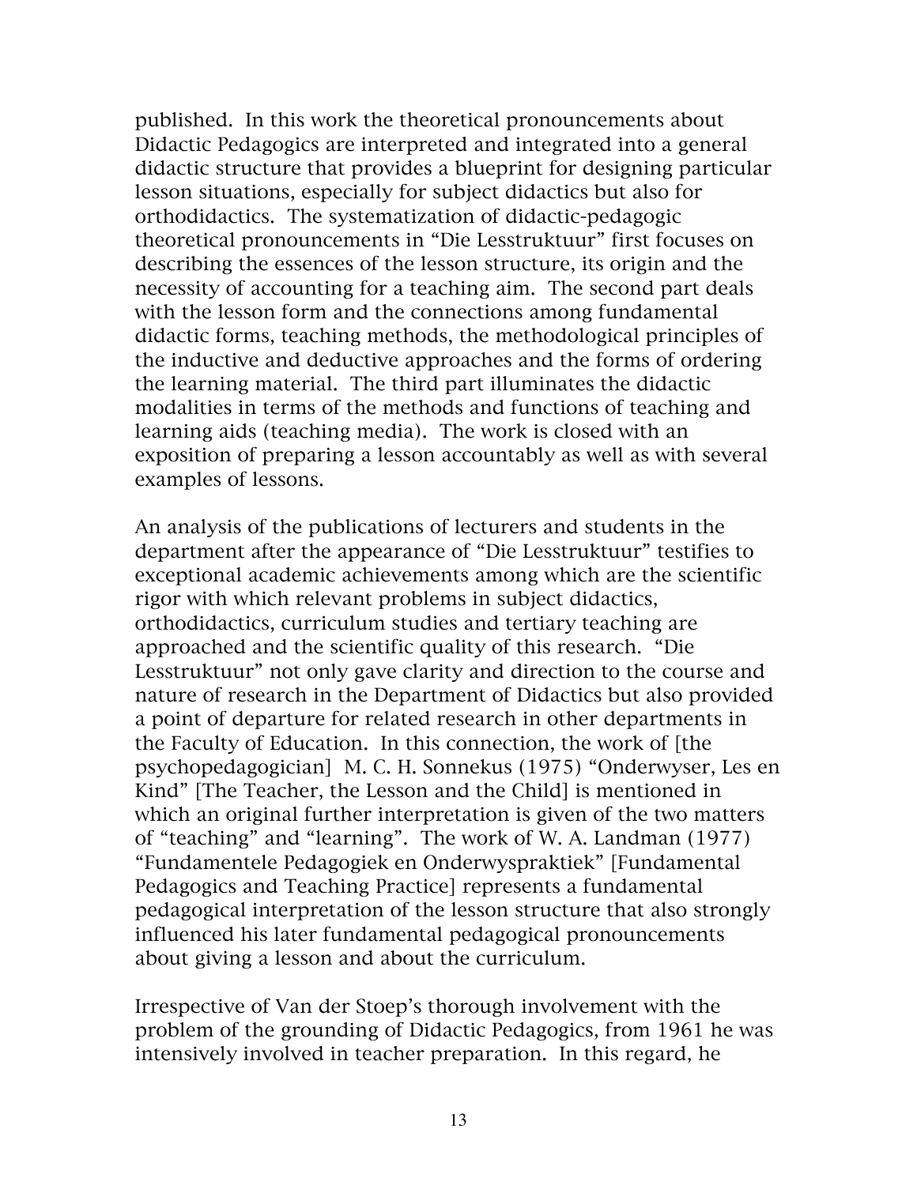published. In this work the theoretical pronouncements about Didactic Pedagogics are interpreted and integrated into a general didactic structure that provides a blueprint for designing particular lesson situations, especially for subject didactics but also for orthodidactics. The systematization of didactic-pedagogic theoretical pronouncements in "Die Lesstruktuur" first focuses on describing the essences of the lesson structure, its origin and the necessity of accounting for a teaching aim. The second part deals with the lesson form and the connections among fundamental didactic forms, teaching methods, the methodological principles of the inductive and deductive approaches and the forms of ordering the learning material. The third part illuminates the didactic modalities in terms of the methods and functions of teaching and learning aids (teaching media). The work is closed with an exposition of preparing a lesson accountably as well as with several examples of lessons.

An analysis of the publications of lecturers and students in the department after the appearance of "Die Lesstruktuur" testifies to exceptional academic achievements among which are the scientific rigor with which relevant problems in subject didactics, orthodidactics, curriculum studies and tertiary teaching are approached and the scientific quality of this research. "Die Lesstruktuur" not only gave clarity and direction to the course and nature of research in the Department of Didactics but also provided a point of departure for related research in other departments in the Faculty of Education. In this connection, the work of [the psychopedagogician] M. C. H. Sonnekus (1975) "Onderwyser, Les en Kind" [The Teacher, the Lesson and the Child] is mentioned in which an original further interpretation is given of the two matters of "teaching" and "learning". The work of W. A. Landman (1977) "Fundamentele Pedagogiek en Onderwyspraktiek" [Fundamental Pedagogics and Teaching Practice] represents a fundamental pedagogical interpretation of the lesson structure that also strongly influenced his later fundamental pedagogical pronouncements about giving a lesson and about the curriculum.

Irrespective of Van der Stoep's thorough involvement with the problem of the grounding of Didactic Pedagogics, from 1961 he was intensively involved in teacher preparation. In this regard, he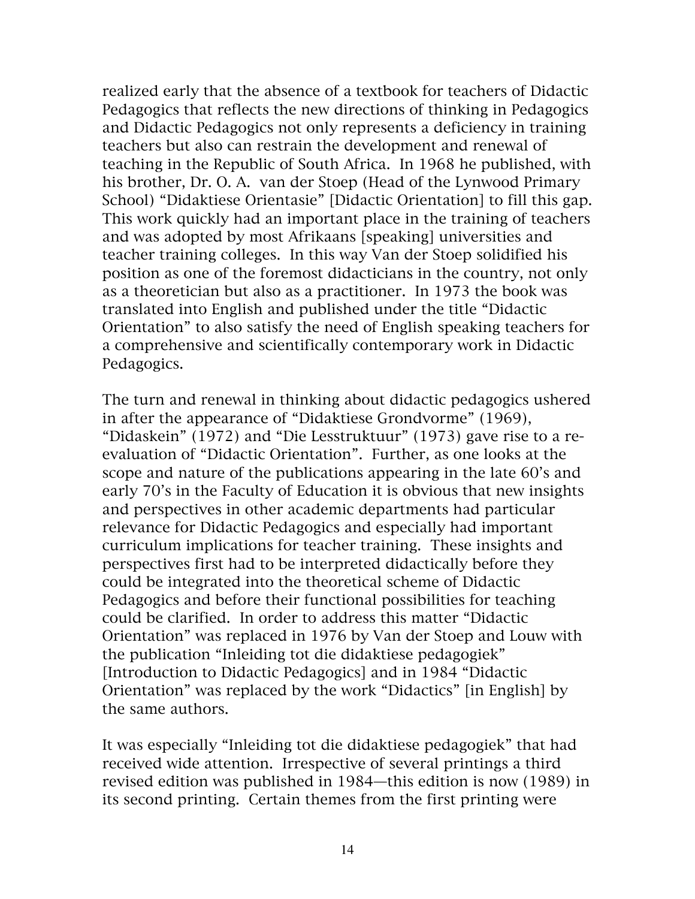realized early that the absence of a textbook for teachers of Didactic Pedagogics that reflects the new directions of thinking in Pedagogics and Didactic Pedagogics not only represents a deficiency in training teachers but also can restrain the development and renewal of teaching in the Republic of South Africa. In 1968 he published, with his brother, Dr. O. A. van der Stoep (Head of the Lynwood Primary School) "Didaktiese Orientasie" [Didactic Orientation] to fill this gap. This work quickly had an important place in the training of teachers and was adopted by most Afrikaans [speaking] universities and teacher training colleges. In this way Van der Stoep solidified his position as one of the foremost didacticians in the country, not only as a theoretician but also as a practitioner. In 1973 the book was translated into English and published under the title "Didactic Orientation" to also satisfy the need of English speaking teachers for a comprehensive and scientifically contemporary work in Didactic Pedagogics.

The turn and renewal in thinking about didactic pedagogics ushered in after the appearance of "Didaktiese Grondvorme" (1969), "Didaskein" (1972) and "Die Lesstruktuur" (1973) gave rise to a re-evaluation of "Didactic Orientation". Further, as one looks at the scope and nature of the publications appearing in the late 60's and early 70's in the Faculty of Education it is obvious that new insights and perspectives in other academic departments had particular relevance for Didactic Pedagogics and especially had important curriculum implications for teacher training. These insights and perspectives first had to be interpreted didactically before they could be integrated into the theoretical scheme of Didactic Pedagogics and before their functional possibilities for teaching could be clarified. In order to address this matter "Didactic Orientation" was replaced in 1976 by Van der Stoep and Louw with the publication "Inleiding tot die didaktiese pedagogiek" [Introduction to Didactic Pedagogics] and in 1984 "Didactic Orientation" was replaced by the work "Didactics" [in English] by the same authors.

It was especially "Inleiding tot die didaktiese pedagogiek" that had received wide attention. Irrespective of several printings a third revised edition was published in 1984—this edition is now (1989) in its second printing. Certain themes from the first printing were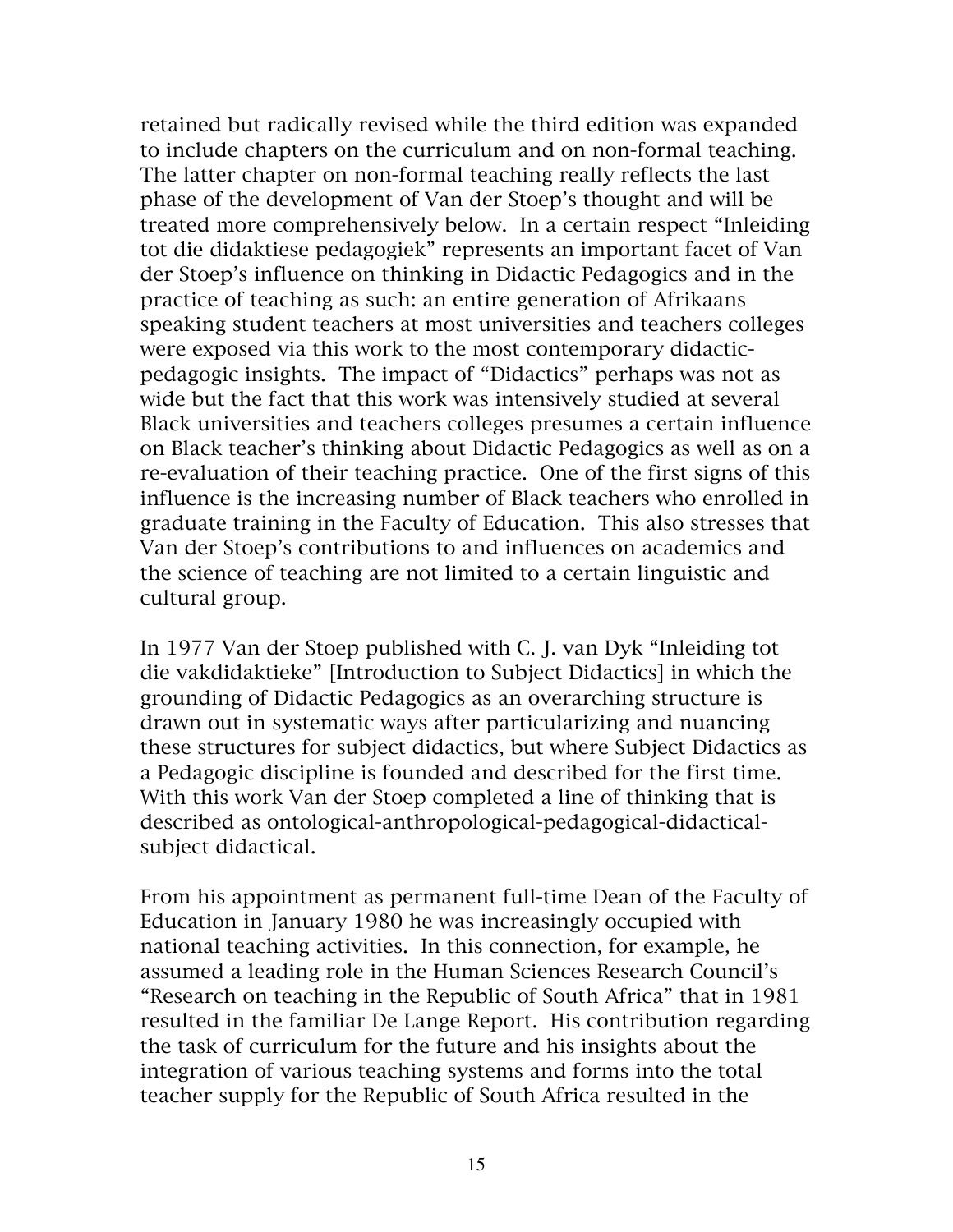retained but radically revised while the third edition was expanded to include chapters on the curriculum and on non-formal teaching. The latter chapter on non-formal teaching really reflects the last phase of the development of Van der Stoep's thought and will be treated more comprehensively below. In a certain respect "Inleiding tot die didaktiese pedagogiek" represents an important facet of Van der Stoep's influence on thinking in Didactic Pedagogics and in the practice of teaching as such: an entire generation of Afrikaans speaking student teachers at most universities and teachers colleges were exposed via this work to the most contemporary didactic-pedagogic insights. The impact of "Didactics" perhaps was not as wide but the fact that this work was intensively studied at several Black universities and teachers colleges presumes a certain influence on Black teacher's thinking about Didactic Pedagogics as well as on a re-evaluation of their teaching practice. One of the first signs of this influence is the increasing number of Black teachers who enrolled in graduate training in the Faculty of Education. This also stresses that Van der Stoep's contributions to and influences on academics and the science of teaching are not limited to a certain linguistic and cultural group.

In 1977 Van der Stoep published with C. J. van Dyk "Inleiding tot die vakdidaktieke" [Introduction to Subject Didactics] in which the grounding of Didactic Pedagogics as an overarching structure is drawn out in systematic ways after particularizing and nuancing these structures for subject didactics, but where Subject Didactics as a Pedagogic discipline is founded and described for the first time. With this work Van der Stoep completed a line of thinking that is described as ontological-anthropological-pedagogical-didactical-subject didactical.

From his appointment as permanent full-time Dean of the Faculty of Education in January 1980 he was increasingly occupied with national teaching activities. In this connection, for example, he assumed a leading role in the Human Sciences Research Council's "Research on teaching in the Republic of South Africa" that in 1981 resulted in the familiar De Lange Report. His contribution regarding the task of curriculum for the future and his insights about the integration of various teaching systems and forms into the total teacher supply for the Republic of South Africa resulted in the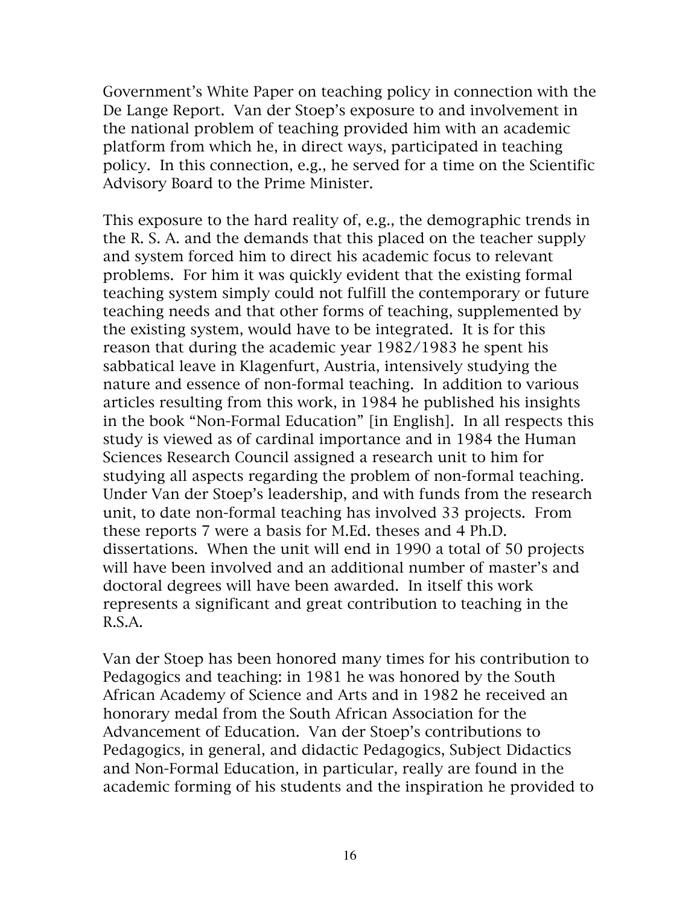Government's White Paper on teaching policy in connection with the De Lange Report. Van der Stoep's exposure to and involvement in the national problem of teaching provided him with an academic platform from which he, in direct ways, participated in teaching policy. In this connection, e.g., he served for a time on the Scientific Advisory Board to the Prime Minister.

This exposure to the hard reality of, e.g., the demographic trends in the R. S. A. and the demands that this placed on the teacher supply and system forced him to direct his academic focus to relevant problems. For him it was quickly evident that the existing formal teaching system simply could not fulfill the contemporary or future teaching needs and that other forms of teaching, supplemented by the existing system, would have to be integrated. It is for this reason that during the academic year 1982/1983 he spent his sabbatical leave in Klagenfurt, Austria, intensively studying the nature and essence of non-formal teaching. In addition to various articles resulting from this work, in 1984 he published his insights in the book "Non-Formal Education" [in English]. In all respects this study is viewed as of cardinal importance and in 1984 the Human Sciences Research Council assigned a research unit to him for studying all aspects regarding the problem of non-formal teaching. Under Van der Stoep's leadership, and with funds from the research unit, to date non-formal teaching has involved 33 projects. From these reports 7 were a basis for M.Ed. theses and 4 Ph.D. dissertations. When the unit will end in 1990 a total of 50 projects will have been involved and an additional number of master's and doctoral degrees will have been awarded. In itself this work represents a significant and great contribution to teaching in the R.S.A.

Van der Stoep has been honored many times for his contribution to Pedagogics and teaching: in 1981 he was honored by the South African Academy of Science and Arts and in 1982 he received an honorary medal from the South African Association for the Advancement of Education. Van der Stoep's contributions to Pedagogics, in general, and didactic Pedagogics, Subject Didactics and Non-Formal Education, in particular, really are found in the academic forming of his students and the inspiration he provided to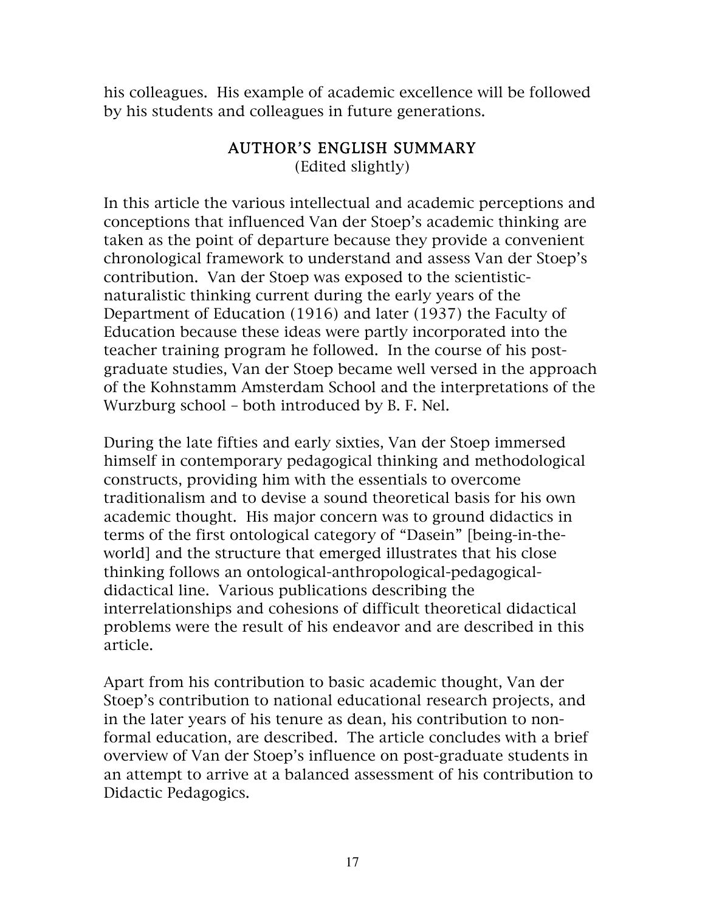his colleagues. His example of academic excellence will be followed by his students and colleagues in future generations.

## AUTHOR'S ENGLISH SUMMARY

(Edited slightly)

In this article the various intellectual and academic perceptions and conceptions that influenced Van der Stoep's academic thinking are taken as the point of departure because they provide a convenient chronological framework to understand and assess Van der Stoep's contribution. Van der Stoep was exposed to the scientistic-naturalistic thinking current during the early years of the Department of Education (1916) and later (1937) the Faculty of Education because these ideas were partly incorporated into the teacher training program he followed. In the course of his post-graduate studies, Van der Stoep became well versed in the approach of the Kohnstamm Amsterdam School and the interpretations of the Wurzburg school – both introduced by B. F. Nel.

During the late fifties and early sixties, Van der Stoep immersed himself in contemporary pedagogical thinking and methodological constructs, providing him with the essentials to overcome traditionalism and to devise a sound theoretical basis for his own academic thought. His major concern was to ground didactics in terms of the first ontological category of "Dasein" [being-in-the-world] and the structure that emerged illustrates that his close thinking follows an ontological-anthropological-pedagogical-didactical line. Various publications describing the interrelationships and cohesions of difficult theoretical didactical problems were the result of his endeavor and are described in this article.

Apart from his contribution to basic academic thought, Van der Stoep's contribution to national educational research projects, and in the later years of his tenure as dean, his contribution to non-formal education, are described. The article concludes with a brief overview of Van der Stoep's influence on post-graduate students in an attempt to arrive at a balanced assessment of his contribution to Didactic Pedagogics.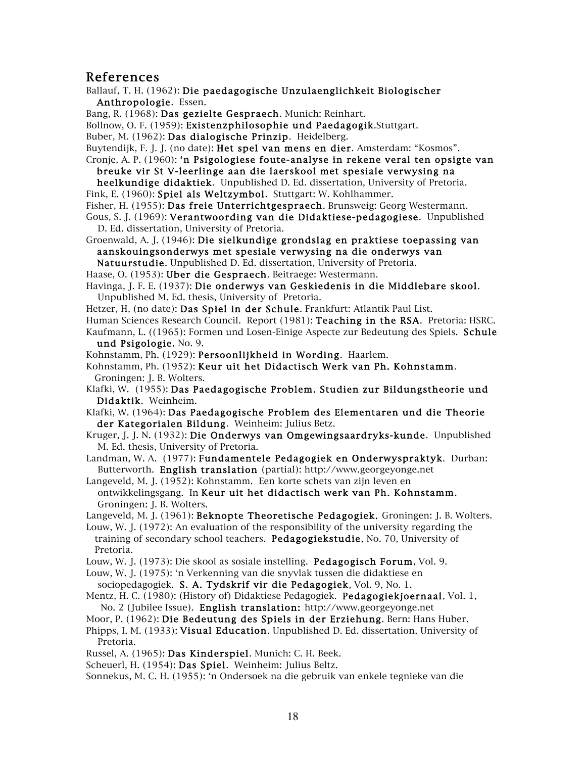## References

Ballauf, T. H. (1962): **Die paedagogische Unzulaenglichkeit Biologischer Anthropologie**. Essen.

Bang, R. (1968): **Das gezielte Gespraech**. Munich: Reinhart.

Bollnow, O. F. (1959): **Existenzphilosophie und Paedagogik**.Stuttgart.

Buber, M. (1962): **Das dialogische Prinzip**. Heidelberg.

Buytendijk, F. J. J. (no date): **Het spel van mens en dier**. Amsterdam: "Kosmos".

Cronje, A. P. (1960): **'n Psigologiese foute-analyse in rekene veral ten opsigte van breuke vir St V-leerlinge aan die laerskool met spesiale verwysing na heelkundige didaktiek**. Unpublished D. Ed. dissertation, University of Pretoria.

Fink, E. (1960): **Spiel als Weltzymbol**. Stuttgart: W. Kohlhammer.

Fisher, H. (1955): **Das freie Unterrichtgespraech**. Brunsweig: Georg Westermann.

Gous, S. J. (1969): **Verantwoording van die Didaktiese-pedagogiese**. Unpublished D. Ed. dissertation, University of Pretoria.

Groenwald, A. J. (1946): **Die sielkundige grondslag en praktiese toepassing van aanskouingsonderwys met spesiale verwysing na die onderwys van Natuurstudie**. Unpublished D. Ed. dissertation, University of Pretoria.

Haase, O. (1953): **Uber die Gespraech**. Beitraege: Westermann.

Havinga, J. F. E. (1937): **Die onderwys van Geskiedenis in die Middlebare skool**. Unpublished M. Ed. thesis, University of Pretoria.

Hetzer, H, (no date): **Das Spiel in der Schule**. Frankfurt: Atlantik Paul List.

Human Sciences Research Council. Report (1981): **Teaching in the RSA**. Pretoria: HSRC.

Kaufmann, L. ((1965): Formen und Losen-Einige Aspecte zur Bedeutung des Spiels. **Schule und Psigologie**, No. 9.

Kohnstamm, Ph. (1929): **Persoonlijkheid in Wording**. Haarlem.

Kohnstamm, Ph. (1952): **Keur uit het Didactisch Werk van Ph. Kohnstamm**. Groningen: J. B. Wolters.

Klafki, W. (1955): **Das Paedagogische Problem. Studien zur Bildungstheorie und Didaktik**. Weinheim.

Klafki, W. (1964): **Das Paedagogische Problem des Elementaren und die Theorie der Kategorialen Bildung**. Weinheim: Julius Betz.

Kruger, J. J. N. (1932): **Die Onderwys van Omgewingsaardryks-kunde**. Unpublished M. Ed. thesis, University of Pretoria.

Landman, W. A. (1977): **Fundamentele Pedagogiek en Onderwyspraktyk**. Durban: Butterworth. **English translation** (partial): http://www.georgeyonge.net

Langeveld, M. J. (1952): Kohnstamm. Een korte schets van zijn leven en ontwikkelingsgang. In **Keur uit het didactisch werk van Ph. Kohnstamm**. Groningen: J. B. Wolters.

Langeveld, M. J. (1961): **Beknopte Theoretische Pedagogiek.** Groningen: J. B. Wolters.

Louw, W. J. (1972): An evaluation of the responsibility of the university regarding the training of secondary school teachers. **Pedagogiekstudie**, No. 70, University of Pretoria.

Louw, W. J. (1973): Die skool as sosiale instelling. **Pedagogisch Forum**, Vol. 9.

Louw, W. J. (1975): 'n Verkenning van die snyvlak tussen die didaktiese en sociopedagogiek. **S. A. Tydskrif vir die Pedagogiek**, Vol. 9, No. 1.

Mentz, H. C. (1980): (History of) Didaktiese Pedagogiek. **Pedagogiekjoernaal**, Vol. 1, No. 2 (Jubilee Issue). **English translation:** http://www.georgeyonge.net

Moor, P. (1962): **Die Bedeutung des Spiels in der Erziehung**. Bern: Hans Huber.

Phipps, I. M. (1933): **Visual Education**. Unpublished D. Ed. dissertation, University of Pretoria.

Russel, A. (1965): **Das Kinderspiel**. Munich: C. H. Beek.

Scheuerl, H. (1954): **Das Spiel**. Weinheim: Julius Beltz.

Sonnekus, M. C. H. (1955): 'n Ondersoek na die gebruik van enkele tegnieke van die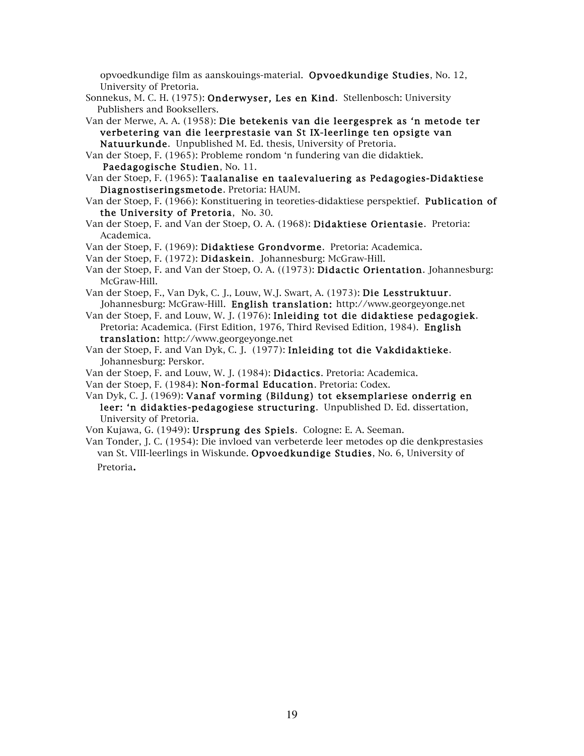opvoedkundige film as aanskouings-material. **Opvoedkundige Studies**, No. 12, University of Pretoria.

Sonnekus, M. C. H. (1975): **Onderwyser, Les en Kind**. Stellenbosch: University Publishers and Booksellers.

Van der Merwe, A. A. (1958): **Die betekenis van die leergesprek as 'n metode ter verbetering van die leerprestasie van St IX-leerlinge ten opsigte van Natuurkunde**. Unpublished M. Ed. thesis, University of Pretoria.

Van der Stoep, F. (1965): Probleme rondom 'n fundering van die didaktiek. **Paedagogische Studien**, No. 11.

Van der Stoep, F. (1965): **Taalanalise en taalevaluering as Pedagogies-Didaktiese Diagnostiseringsmetode**. Pretoria: HAUM.

Van der Stoep, F. (1966): Konstituering in teoreties-didaktiese perspektief. **Publication of the University of Pretoria**, No. 30.

Van der Stoep, F. and Van der Stoep, O. A. (1968): **Didaktiese Orientasie**. Pretoria: Academica.

Van der Stoep, F. (1969): **Didaktiese Grondvorme**. Pretoria: Academica.

Van der Stoep, F. (1972): **Didaskein**. Johannesburg: McGraw-Hill.

Van der Stoep, F. and Van der Stoep, O. A. ((1973): **Didactic Orientation**. Johannesburg: McGraw-Hill.

Van der Stoep, F., Van Dyk, C. J., Louw, W.J. Swart, A. (1973): **Die Lesstruktuur**. Johannesburg: McGraw-Hill. **English translation:** http://www.georgeyonge.net

Van der Stoep, F. and Louw, W. J. (1976): **Inleiding tot die didaktiese pedagogiek**. Pretoria: Academica. (First Edition, 1976, Third Revised Edition, 1984). **English translation:** http://www.georgeyonge.net

Van der Stoep, F. and Van Dyk, C. J. (1977): **Inleiding tot die Vakdidaktieke**. Johannesburg: Perskor.

Van der Stoep, F. and Louw, W. J. (1984): **Didactics**. Pretoria: Academica.

Van der Stoep, F. (1984): **Non-formal Education**. Pretoria: Codex.

Van Dyk, C. J. (1969): **Vanaf vorming (Bildung) tot eksemplariese onderrig en leer: 'n didakties-pedagogiese structuring**. Unpublished D. Ed. dissertation, University of Pretoria.

Von Kujawa, G. (1949): **Ursprung des Spiels**. Cologne: E. A. Seeman.

Van Tonder, J. C. (1954): Die invloed van verbeterde leer metodes op die denkprestasies van St. VIII-leerlings in Wiskunde. **Opvoedkundige Studies**, No. 6, University of Pretoria.